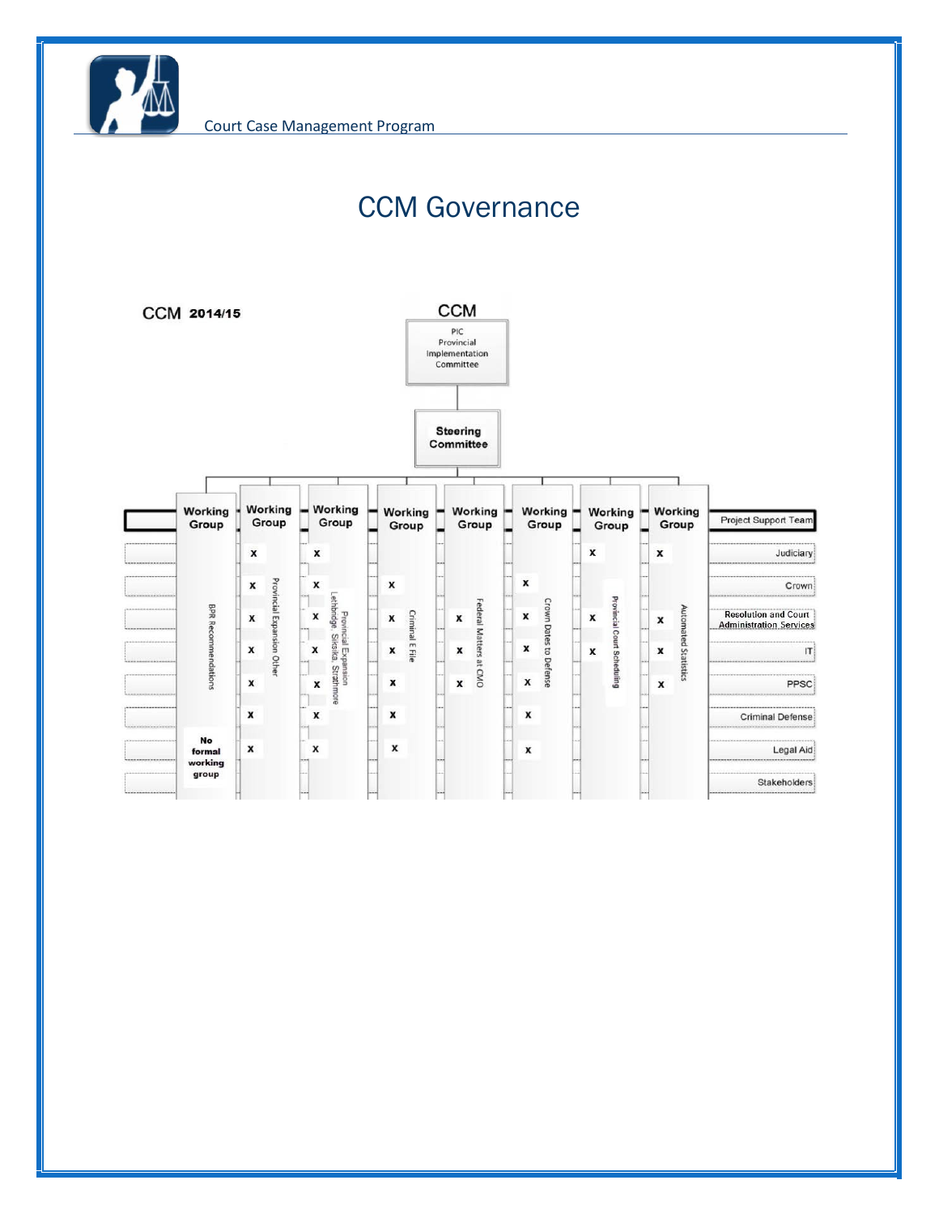# CCM Governance

**CCM 2014/15**

**CCM**

PIC
Provincial
Implementation
Committee

↓

**Steering Committee**

↓

| Project Support Team | Working Group: BPR Recommendations | Working Group: Provincial Expansion Other | Working Group: Provincial Expansion Lethbridge, Siksika, Strathmore | Working Group: Criminal E File | Working Group: Federal Matters at CMO | Working Group: Crown Dates to Defense | Working Group: Provincial Court Scheduling | Working Group: Automated Statistics |
|---|---|---|---|---|---|---|---|---|
| Judiciary | | x | x | | | | x | x |
| Crown | | x | x | x | | x | | |
| Resolution and Court Administration Services | | x | x | x | x | x | x | x |
| IT | | x | x | x | x | x | x | x |
| PPSC | | x | x | x | x | x | | x |
| Criminal Defense | | x | x | x | | x | | |
| Legal Aid | **No formal working group** | x | x | x | | x | | |
| Stakeholders | | | | | | | | |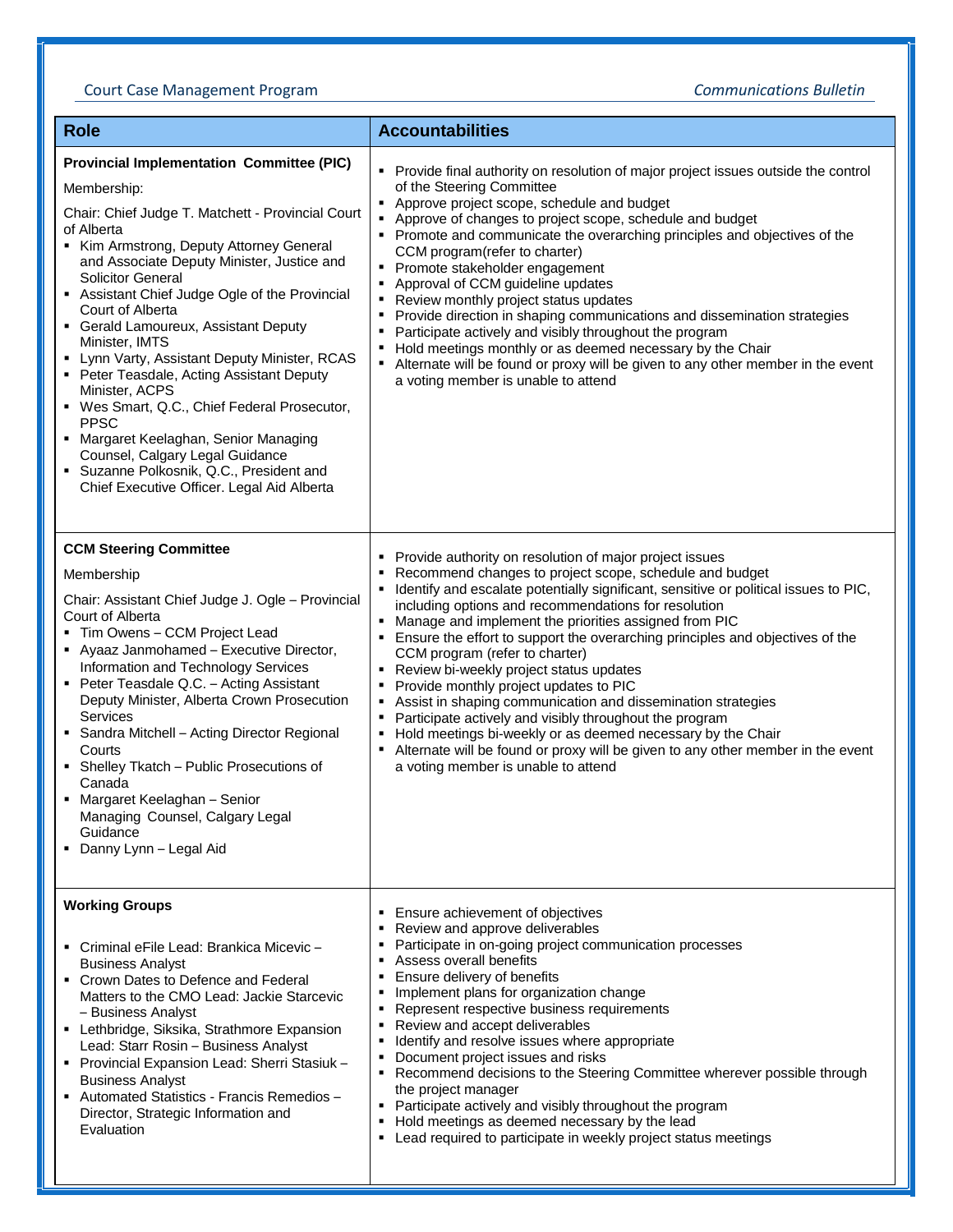| Role | Accountabilities |
|---|---|
| **Provincial Implementation Committee (PIC)**<br><br>Membership:<br><br>Chair: Chief Judge T. Matchett - Provincial Court of Alberta<br>▪ Kim Armstrong, Deputy Attorney General and Associate Deputy Minister, Justice and Solicitor General<br>▪ Assistant Chief Judge Ogle of the Provincial Court of Alberta<br>▪ Gerald Lamoureux, Assistant Deputy Minister, IMTS<br>▪ Lynn Varty, Assistant Deputy Minister, RCAS<br>▪ Peter Teasdale, Acting Assistant Deputy Minister, ACPS<br>▪ Wes Smart, Q.C., Chief Federal Prosecutor, PPSC<br>▪ Margaret Keelaghan, Senior Managing Counsel, Calgary Legal Guidance<br>▪ Suzanne Polkosnik, Q.C., President and Chief Executive Officer. Legal Aid Alberta | ▪ Provide final authority on resolution of major project issues outside the control of the Steering Committee<br>▪ Approve project scope, schedule and budget<br>▪ Approve of changes to project scope, schedule and budget<br>▪ Promote and communicate the overarching principles and objectives of the CCM program(refer to charter)<br>▪ Promote stakeholder engagement<br>▪ Approval of CCM guideline updates<br>▪ Review monthly project status updates<br>▪ Provide direction in shaping communications and dissemination strategies<br>▪ Participate actively and visibly throughout the program<br>▪ Hold meetings monthly or as deemed necessary by the Chair<br>▪ Alternate will be found or proxy will be given to any other member in the event a voting member is unable to attend |
| **CCM Steering Committee**<br><br>Membership<br><br>Chair: Assistant Chief Judge J. Ogle – Provincial Court of Alberta<br>▪ Tim Owens – CCM Project Lead<br>▪ Ayaaz Janmohamed – Executive Director, Information and Technology Services<br>▪ Peter Teasdale Q.C. – Acting Assistant Deputy Minister, Alberta Crown Prosecution Services<br>▪ Sandra Mitchell – Acting Director Regional Courts<br>▪ Shelley Tkatch – Public Prosecutions of Canada<br>▪ Margaret Keelaghan – Senior Managing Counsel, Calgary Legal Guidance<br>▪ Danny Lynn – Legal Aid | ▪ Provide authority on resolution of major project issues<br>▪ Recommend changes to project scope, schedule and budget<br>▪ Identify and escalate potentially significant, sensitive or political issues to PIC, including options and recommendations for resolution<br>▪ Manage and implement the priorities assigned from PIC<br>▪ Ensure the effort to support the overarching principles and objectives of the CCM program (refer to charter)<br>▪ Review bi-weekly project status updates<br>▪ Provide monthly project updates to PIC<br>▪ Assist in shaping communication and dissemination strategies<br>▪ Participate actively and visibly throughout the program<br>▪ Hold meetings bi-weekly or as deemed necessary by the Chair<br>▪ Alternate will be found or proxy will be given to any other member in the event a voting member is unable to attend |
| **Working Groups**<br><br>▪ Criminal eFile Lead: Brankica Micevic – Business Analyst<br>▪ Crown Dates to Defence and Federal Matters to the CMO Lead: Jackie Starcevic – Business Analyst<br>▪ Lethbridge, Siksika, Strathmore Expansion Lead: Starr Rosin – Business Analyst<br>▪ Provincial Expansion Lead: Sherri Stasiuk – Business Analyst<br>▪ Automated Statistics - Francis Remedios – Director, Strategic Information and Evaluation | ▪ Ensure achievement of objectives<br>▪ Review and approve deliverables<br>▪ Participate in on-going project communication processes<br>▪ Assess overall benefits<br>▪ Ensure delivery of benefits<br>▪ Implement plans for organization change<br>▪ Represent respective business requirements<br>▪ Review and accept deliverables<br>▪ Identify and resolve issues where appropriate<br>▪ Document project issues and risks<br>▪ Recommend decisions to the Steering Committee wherever possible through the project manager<br>▪ Participate actively and visibly throughout the program<br>▪ Hold meetings as deemed necessary by the lead<br>▪ Lead required to participate in weekly project status meetings |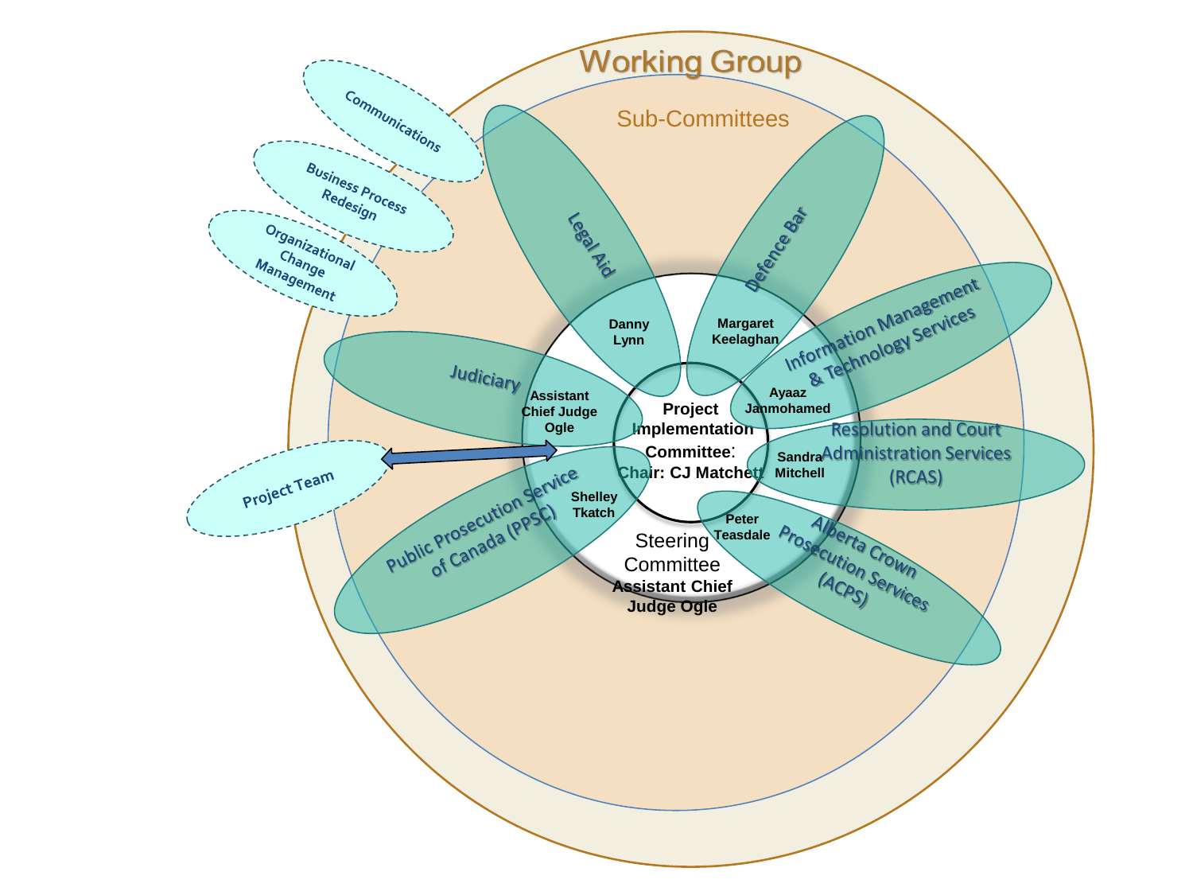Working Group

Sub-Committees

Communications

Business Process Redesign

Organizational Change Management

Project Team

Legal Aid

Danny Lynn

Defence Bar

Margaret Keelaghan

Information Management & Technology Services

Ayaaz Janmohamed

Resolution and Court Administration Services (RCAS)

Sandra Mitchell

Alberta Crown Prosecution Services (ACPS)

Peter Teasdale

Public Prosecution Service of Canada (PPSC)

Shelley Tkatch

Judiciary

Assistant Chief Judge Ogle

Project Implementation Committee: Chair: CJ Matchett

Steering Committee Assistant Chief Judge Ogle